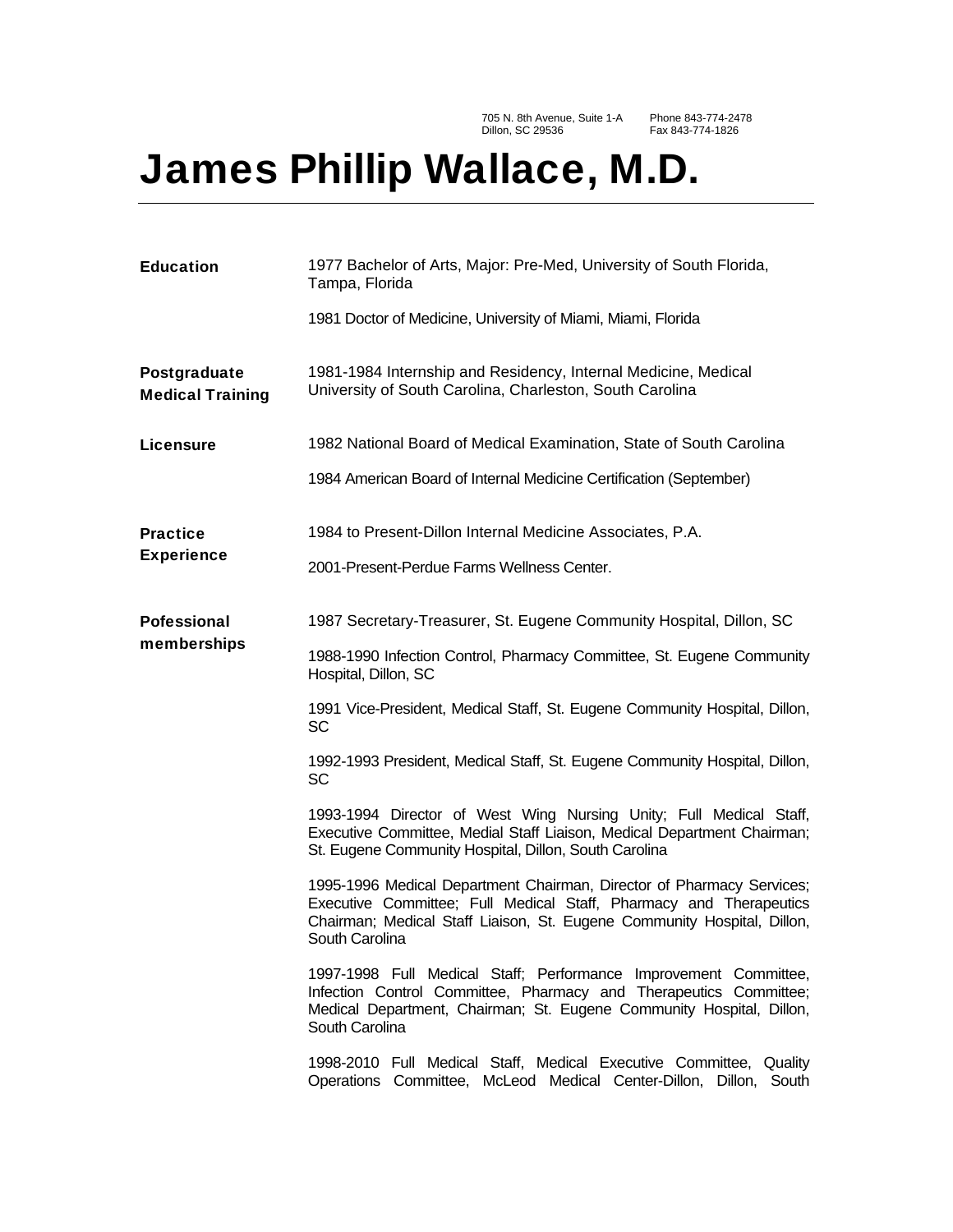705 N. 8th Avenue, Suite 1-A
Dillon, SC 29536

Phone 843-774-2478
Fax 843-774-1826

# James Phillip Wallace, M.D.

**Education**

1977 Bachelor of Arts, Major: Pre-Med, University of South Florida, Tampa, Florida

1981 Doctor of Medicine, University of Miami, Miami, Florida

**Postgraduate Medical Training**

1981-1984 Internship and Residency, Internal Medicine, Medical University of South Carolina, Charleston, South Carolina

**Licensure**

1982 National Board of Medical Examination, State of South Carolina

1984 American Board of Internal Medicine Certification (September)

**Practice Experience**

1984 to Present-Dillon Internal Medicine Associates, P.A.

2001-Present-Perdue Farms Wellness Center.

**Pofessional memberships**

1987 Secretary-Treasurer, St. Eugene Community Hospital, Dillon, SC

1988-1990 Infection Control, Pharmacy Committee, St. Eugene Community Hospital, Dillon, SC

1991 Vice-President, Medical Staff, St. Eugene Community Hospital, Dillon, SC

1992-1993 President, Medical Staff, St. Eugene Community Hospital, Dillon, SC

1993-1994 Director of West Wing Nursing Unity; Full Medical Staff, Executive Committee, Medial Staff Liaison, Medical Department Chairman; St. Eugene Community Hospital, Dillon, South Carolina

1995-1996 Medical Department Chairman, Director of Pharmacy Services; Executive Committee; Full Medical Staff, Pharmacy and Therapeutics Chairman; Medical Staff Liaison, St. Eugene Community Hospital, Dillon, South Carolina

1997-1998 Full Medical Staff; Performance Improvement Committee, Infection Control Committee, Pharmacy and Therapeutics Committee; Medical Department, Chairman; St. Eugene Community Hospital, Dillon, South Carolina

1998-2010 Full Medical Staff, Medical Executive Committee, Quality Operations Committee, McLeod Medical Center-Dillon, Dillon, South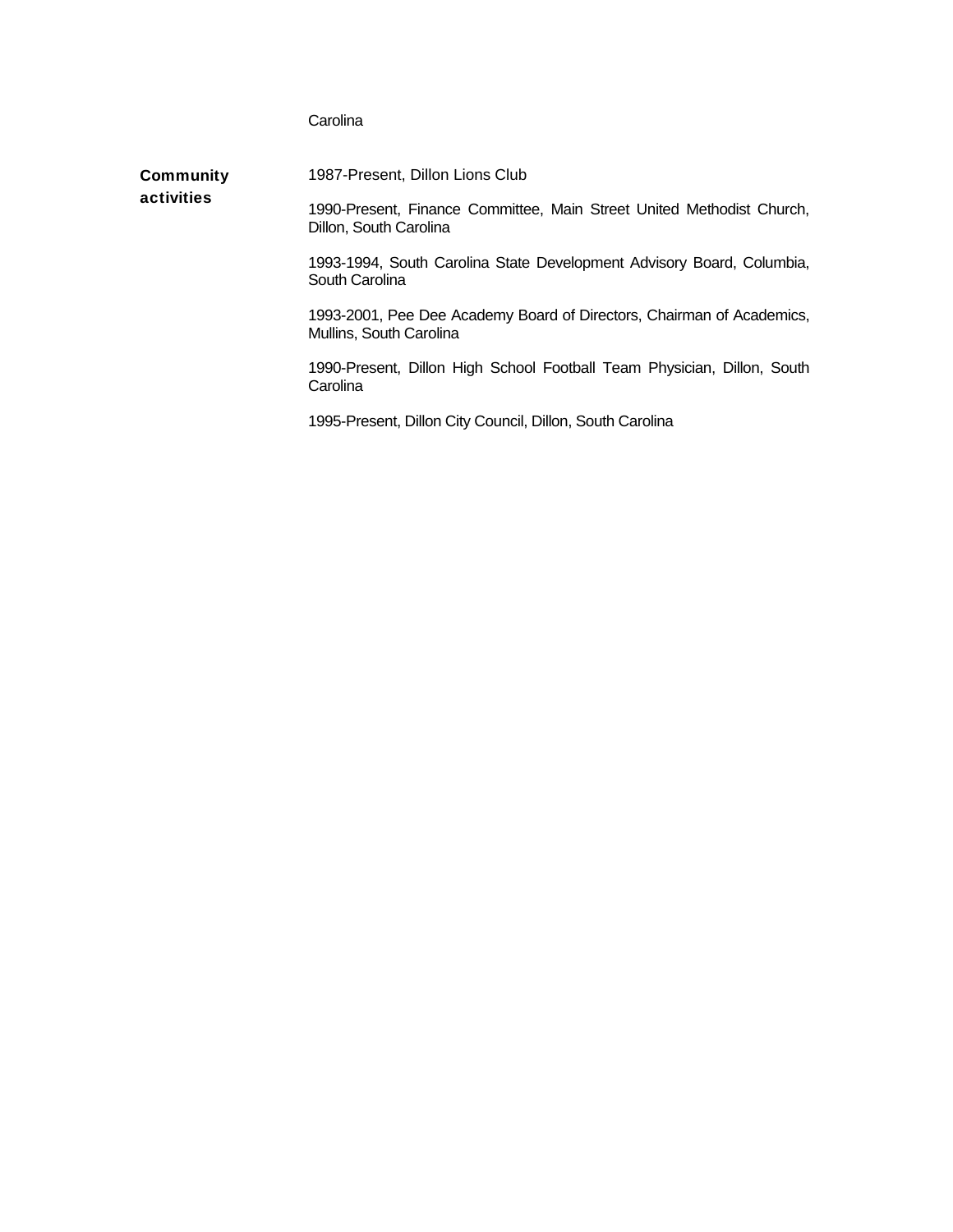Carolina

**Community activities**

1987-Present, Dillon Lions Club

1990-Present, Finance Committee, Main Street United Methodist Church, Dillon, South Carolina

1993-1994, South Carolina State Development Advisory Board, Columbia, South Carolina

1993-2001, Pee Dee Academy Board of Directors, Chairman of Academics, Mullins, South Carolina

1990-Present, Dillon High School Football Team Physician, Dillon, South Carolina

1995-Present, Dillon City Council, Dillon, South Carolina